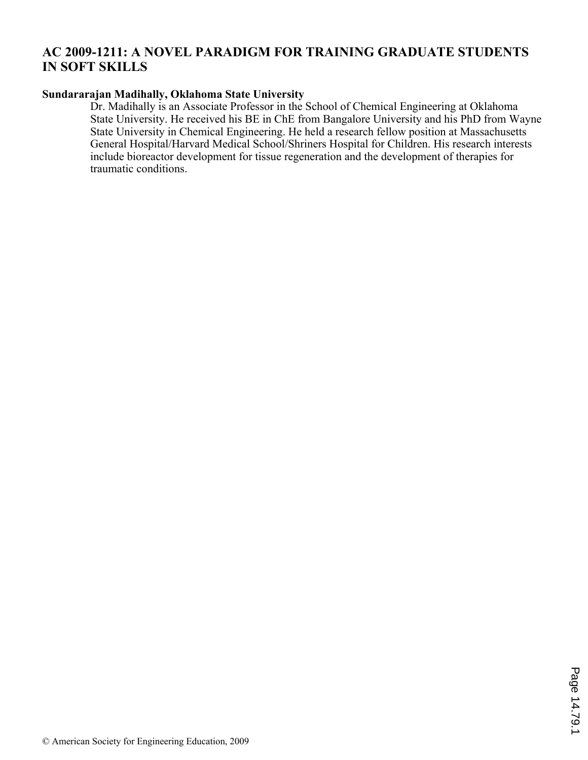# AC 2009-1211: A NOVEL PARADIGM FOR TRAINING GRADUATE STUDENTS IN SOFT SKILLS

**Sundararajan Madihally, Oklahoma State University**

Dr. Madihally is an Associate Professor in the School of Chemical Engineering at Oklahoma State University. He received his BE in ChE from Bangalore University and his PhD from Wayne State University in Chemical Engineering. He held a research fellow position at Massachusetts General Hospital/Harvard Medical School/Shriners Hospital for Children. His research interests include bioreactor development for tissue regeneration and the development of therapies for traumatic conditions.

© American Society for Engineering Education, 2009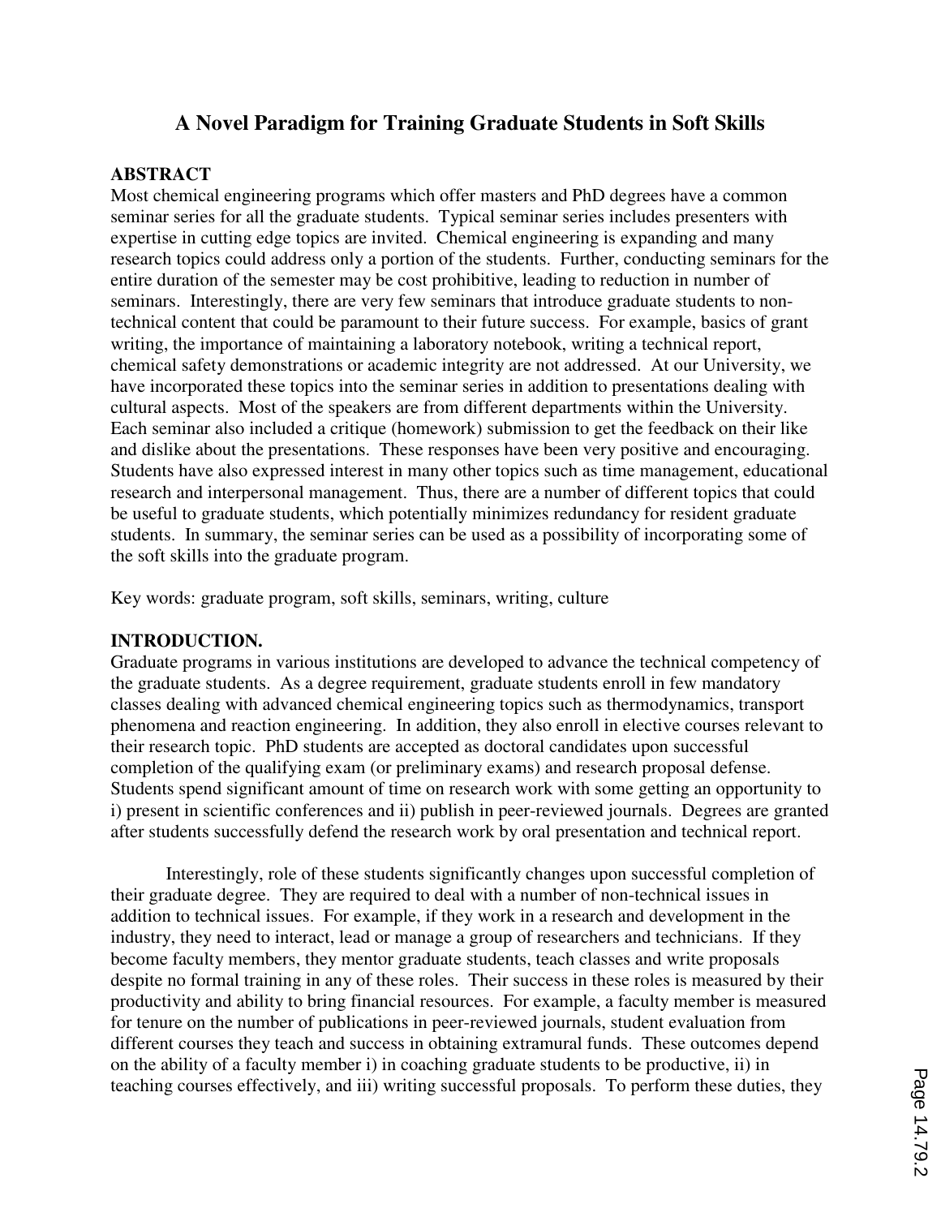# A Novel Paradigm for Training Graduate Students in Soft Skills

## ABSTRACT

Most chemical engineering programs which offer masters and PhD degrees have a common seminar series for all the graduate students. Typical seminar series includes presenters with expertise in cutting edge topics are invited. Chemical engineering is expanding and many research topics could address only a portion of the students. Further, conducting seminars for the entire duration of the semester may be cost prohibitive, leading to reduction in number of seminars. Interestingly, there are very few seminars that introduce graduate students to non-technical content that could be paramount to their future success. For example, basics of grant writing, the importance of maintaining a laboratory notebook, writing a technical report, chemical safety demonstrations or academic integrity are not addressed. At our University, we have incorporated these topics into the seminar series in addition to presentations dealing with cultural aspects. Most of the speakers are from different departments within the University. Each seminar also included a critique (homework) submission to get the feedback on their like and dislike about the presentations. These responses have been very positive and encouraging. Students have also expressed interest in many other topics such as time management, educational research and interpersonal management. Thus, there are a number of different topics that could be useful to graduate students, which potentially minimizes redundancy for resident graduate students. In summary, the seminar series can be used as a possibility of incorporating some of the soft skills into the graduate program.

Key words: graduate program, soft skills, seminars, writing, culture

## INTRODUCTION.

Graduate programs in various institutions are developed to advance the technical competency of the graduate students. As a degree requirement, graduate students enroll in few mandatory classes dealing with advanced chemical engineering topics such as thermodynamics, transport phenomena and reaction engineering. In addition, they also enroll in elective courses relevant to their research topic. PhD students are accepted as doctoral candidates upon successful completion of the qualifying exam (or preliminary exams) and research proposal defense. Students spend significant amount of time on research work with some getting an opportunity to i) present in scientific conferences and ii) publish in peer-reviewed journals. Degrees are granted after students successfully defend the research work by oral presentation and technical report.

Interestingly, role of these students significantly changes upon successful completion of their graduate degree. They are required to deal with a number of non-technical issues in addition to technical issues. For example, if they work in a research and development in the industry, they need to interact, lead or manage a group of researchers and technicians. If they become faculty members, they mentor graduate students, teach classes and write proposals despite no formal training in any of these roles. Their success in these roles is measured by their productivity and ability to bring financial resources. For example, a faculty member is measured for tenure on the number of publications in peer-reviewed journals, student evaluation from different courses they teach and success in obtaining extramural funds. These outcomes depend on the ability of a faculty member i) in coaching graduate students to be productive, ii) in teaching courses effectively, and iii) writing successful proposals. To perform these duties, they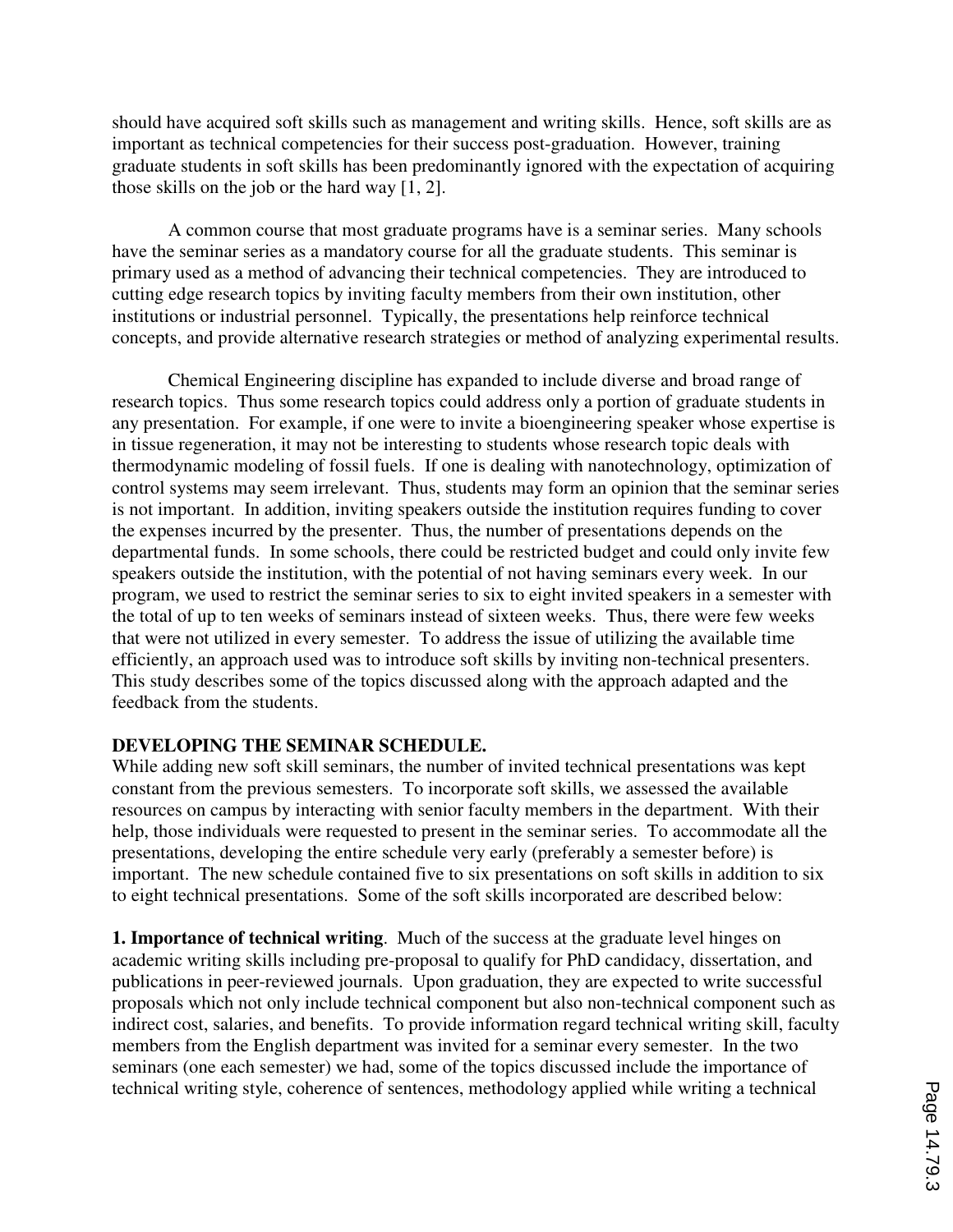should have acquired soft skills such as management and writing skills. Hence, soft skills are as important as technical competencies for their success post-graduation. However, training graduate students in soft skills has been predominantly ignored with the expectation of acquiring those skills on the job or the hard way [1, 2].

A common course that most graduate programs have is a seminar series. Many schools have the seminar series as a mandatory course for all the graduate students. This seminar is primary used as a method of advancing their technical competencies. They are introduced to cutting edge research topics by inviting faculty members from their own institution, other institutions or industrial personnel. Typically, the presentations help reinforce technical concepts, and provide alternative research strategies or method of analyzing experimental results.

Chemical Engineering discipline has expanded to include diverse and broad range of research topics. Thus some research topics could address only a portion of graduate students in any presentation. For example, if one were to invite a bioengineering speaker whose expertise is in tissue regeneration, it may not be interesting to students whose research topic deals with thermodynamic modeling of fossil fuels. If one is dealing with nanotechnology, optimization of control systems may seem irrelevant. Thus, students may form an opinion that the seminar series is not important. In addition, inviting speakers outside the institution requires funding to cover the expenses incurred by the presenter. Thus, the number of presentations depends on the departmental funds. In some schools, there could be restricted budget and could only invite few speakers outside the institution, with the potential of not having seminars every week. In our program, we used to restrict the seminar series to six to eight invited speakers in a semester with the total of up to ten weeks of seminars instead of sixteen weeks. Thus, there were few weeks that were not utilized in every semester. To address the issue of utilizing the available time efficiently, an approach used was to introduce soft skills by inviting non-technical presenters. This study describes some of the topics discussed along with the approach adapted and the feedback from the students.

## DEVELOPING THE SEMINAR SCHEDULE.

While adding new soft skill seminars, the number of invited technical presentations was kept constant from the previous semesters. To incorporate soft skills, we assessed the available resources on campus by interacting with senior faculty members in the department. With their help, those individuals were requested to present in the seminar series. To accommodate all the presentations, developing the entire schedule very early (preferably a semester before) is important. The new schedule contained five to six presentations on soft skills in addition to six to eight technical presentations. Some of the soft skills incorporated are described below:

**1. Importance of technical writing**. Much of the success at the graduate level hinges on academic writing skills including pre-proposal to qualify for PhD candidacy, dissertation, and publications in peer-reviewed journals. Upon graduation, they are expected to write successful proposals which not only include technical component but also non-technical component such as indirect cost, salaries, and benefits. To provide information regard technical writing skill, faculty members from the English department was invited for a seminar every semester. In the two seminars (one each semester) we had, some of the topics discussed include the importance of technical writing style, coherence of sentences, methodology applied while writing a technical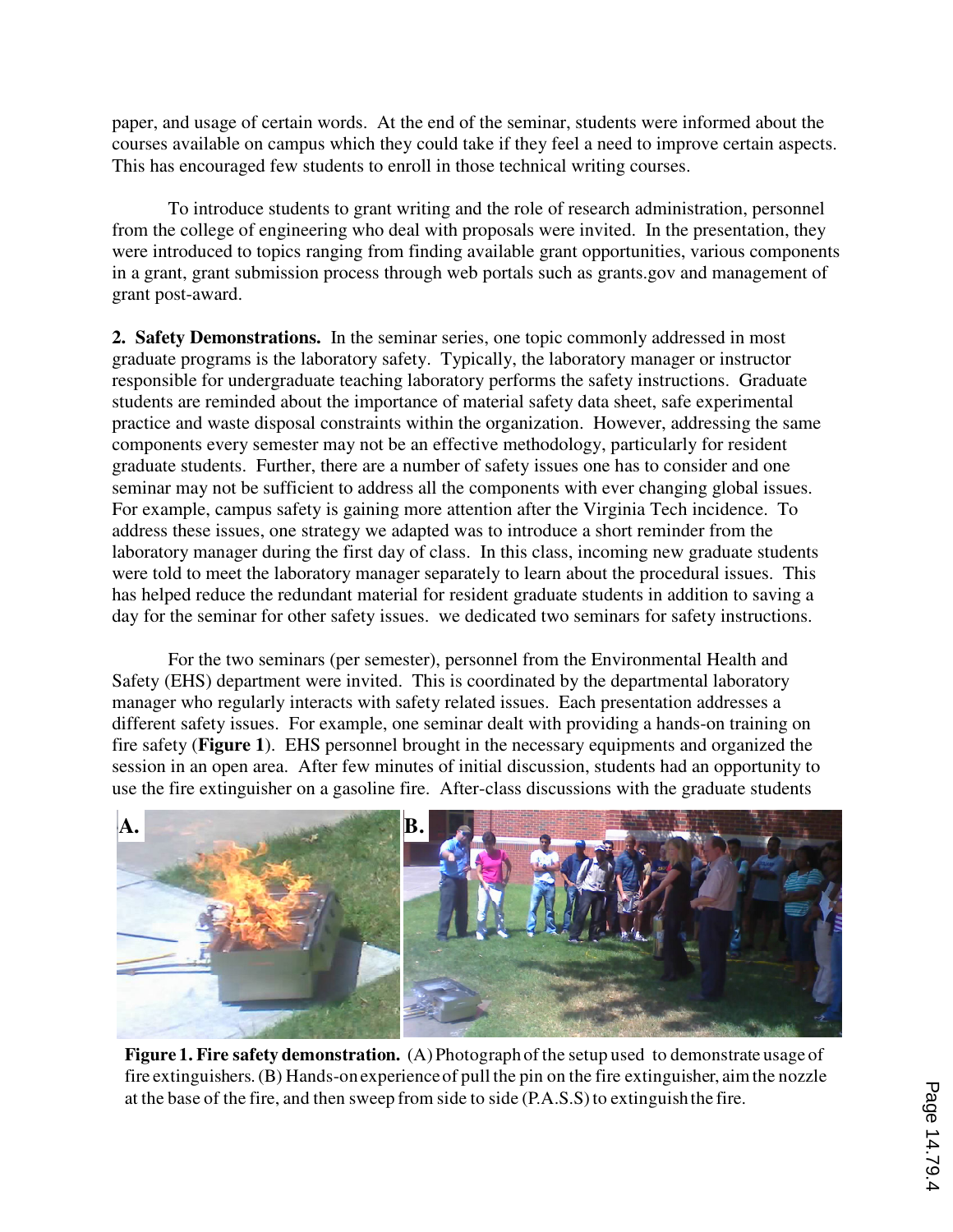paper, and usage of certain words. At the end of the seminar, students were informed about the courses available on campus which they could take if they feel a need to improve certain aspects. This has encouraged few students to enroll in those technical writing courses.

To introduce students to grant writing and the role of research administration, personnel from the college of engineering who deal with proposals were invited. In the presentation, they were introduced to topics ranging from finding available grant opportunities, various components in a grant, grant submission process through web portals such as grants.gov and management of grant post-award.

**2. Safety Demonstrations.** In the seminar series, one topic commonly addressed in most graduate programs is the laboratory safety. Typically, the laboratory manager or instructor responsible for undergraduate teaching laboratory performs the safety instructions. Graduate students are reminded about the importance of material safety data sheet, safe experimental practice and waste disposal constraints within the organization. However, addressing the same components every semester may not be an effective methodology, particularly for resident graduate students. Further, there are a number of safety issues one has to consider and one seminar may not be sufficient to address all the components with ever changing global issues. For example, campus safety is gaining more attention after the Virginia Tech incidence. To address these issues, one strategy we adapted was to introduce a short reminder from the laboratory manager during the first day of class. In this class, incoming new graduate students were told to meet the laboratory manager separately to learn about the procedural issues. This has helped reduce the redundant material for resident graduate students in addition to saving a day for the seminar for other safety issues. we dedicated two seminars for safety instructions.

For the two seminars (per semester), personnel from the Environmental Health and Safety (EHS) department were invited. This is coordinated by the departmental laboratory manager who regularly interacts with safety related issues. Each presentation addresses a different safety issues. For example, one seminar dealt with providing a hands-on training on fire safety (**Figure 1**). EHS personnel brought in the necessary equipments and organized the session in an open area. After few minutes of initial discussion, students had an opportunity to use the fire extinguisher on a gasoline fire. After-class discussions with the graduate students

**Figure 1. Fire safety demonstration.** (A) Photograph of the setup used to demonstrate usage of fire extinguishers. (B) Hands-on experience of pull the pin on the fire extinguisher, aim the nozzle at the base of the fire, and then sweep from side to side (P.A.S.S) to extinguish the fire.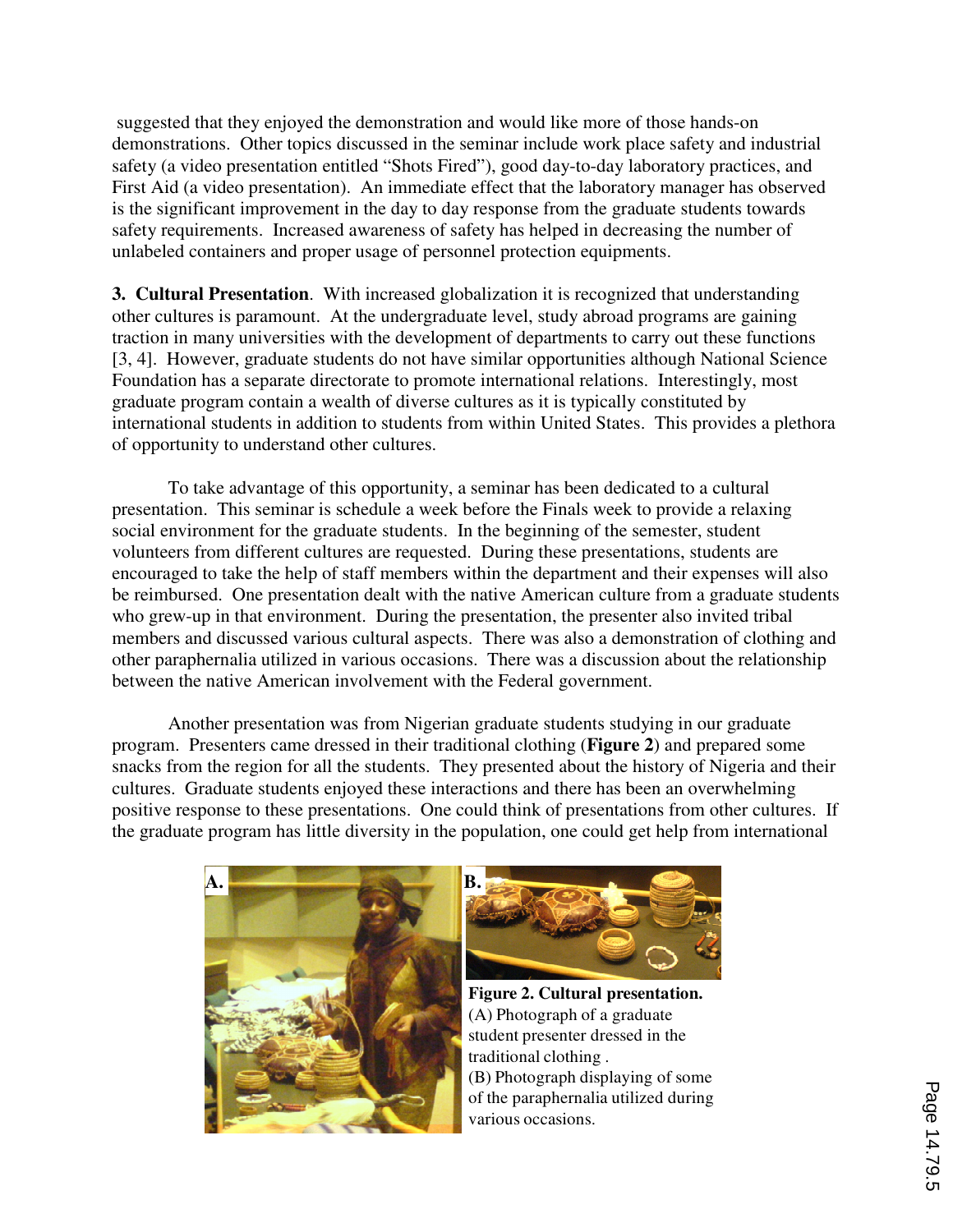suggested that they enjoyed the demonstration and would like more of those hands-on demonstrations. Other topics discussed in the seminar include work place safety and industrial safety (a video presentation entitled "Shots Fired"), good day-to-day laboratory practices, and First Aid (a video presentation). An immediate effect that the laboratory manager has observed is the significant improvement in the day to day response from the graduate students towards safety requirements. Increased awareness of safety has helped in decreasing the number of unlabeled containers and proper usage of personnel protection equipments.

**3. Cultural Presentation**. With increased globalization it is recognized that understanding other cultures is paramount. At the undergraduate level, study abroad programs are gaining traction in many universities with the development of departments to carry out these functions [3, 4]. However, graduate students do not have similar opportunities although National Science Foundation has a separate directorate to promote international relations. Interestingly, most graduate program contain a wealth of diverse cultures as it is typically constituted by international students in addition to students from within United States. This provides a plethora of opportunity to understand other cultures.

To take advantage of this opportunity, a seminar has been dedicated to a cultural presentation. This seminar is schedule a week before the Finals week to provide a relaxing social environment for the graduate students. In the beginning of the semester, student volunteers from different cultures are requested. During these presentations, students are encouraged to take the help of staff members within the department and their expenses will also be reimbursed. One presentation dealt with the native American culture from a graduate students who grew-up in that environment. During the presentation, the presenter also invited tribal members and discussed various cultural aspects. There was also a demonstration of clothing and other paraphernalia utilized in various occasions. There was a discussion about the relationship between the native American involvement with the Federal government.

Another presentation was from Nigerian graduate students studying in our graduate program. Presenters came dressed in their traditional clothing (**Figure 2**) and prepared some snacks from the region for all the students. They presented about the history of Nigeria and their cultures. Graduate students enjoyed these interactions and there has been an overwhelming positive response to these presentations. One could think of presentations from other cultures. If the graduate program has little diversity in the population, one could get help from international

**Figure 2. Cultural presentation.** (A) Photograph of a graduate student presenter dressed in the traditional clothing . (B) Photograph displaying of some of the paraphernalia utilized during various occasions.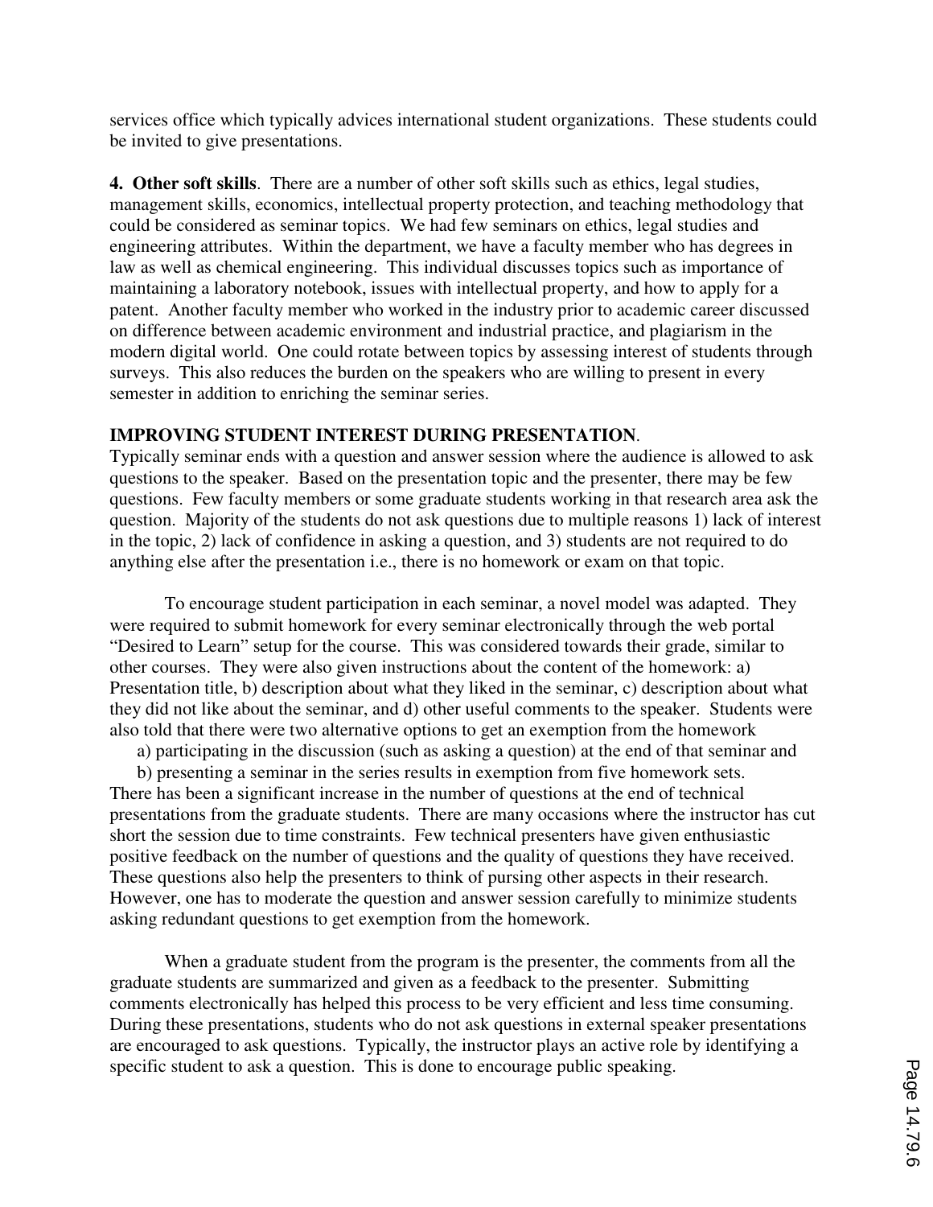services office which typically advices international student organizations. These students could be invited to give presentations.

**4. Other soft skills**. There are a number of other soft skills such as ethics, legal studies, management skills, economics, intellectual property protection, and teaching methodology that could be considered as seminar topics. We had few seminars on ethics, legal studies and engineering attributes. Within the department, we have a faculty member who has degrees in law as well as chemical engineering. This individual discusses topics such as importance of maintaining a laboratory notebook, issues with intellectual property, and how to apply for a patent. Another faculty member who worked in the industry prior to academic career discussed on difference between academic environment and industrial practice, and plagiarism in the modern digital world. One could rotate between topics by assessing interest of students through surveys. This also reduces the burden on the speakers who are willing to present in every semester in addition to enriching the seminar series.

**IMPROVING STUDENT INTEREST DURING PRESENTATION**.

Typically seminar ends with a question and answer session where the audience is allowed to ask questions to the speaker. Based on the presentation topic and the presenter, there may be few questions. Few faculty members or some graduate students working in that research area ask the question. Majority of the students do not ask questions due to multiple reasons 1) lack of interest in the topic, 2) lack of confidence in asking a question, and 3) students are not required to do anything else after the presentation i.e., there is no homework or exam on that topic.

To encourage student participation in each seminar, a novel model was adapted. They were required to submit homework for every seminar electronically through the web portal "Desired to Learn" setup for the course. This was considered towards their grade, similar to other courses. They were also given instructions about the content of the homework: a) Presentation title, b) description about what they liked in the seminar, c) description about what they did not like about the seminar, and d) other useful comments to the speaker. Students were also told that there were two alternative options to get an exemption from the homework

a) participating in the discussion (such as asking a question) at the end of that seminar and

b) presenting a seminar in the series results in exemption from five homework sets.

There has been a significant increase in the number of questions at the end of technical presentations from the graduate students. There are many occasions where the instructor has cut short the session due to time constraints. Few technical presenters have given enthusiastic positive feedback on the number of questions and the quality of questions they have received. These questions also help the presenters to think of pursing other aspects in their research. However, one has to moderate the question and answer session carefully to minimize students asking redundant questions to get exemption from the homework.

When a graduate student from the program is the presenter, the comments from all the graduate students are summarized and given as a feedback to the presenter. Submitting comments electronically has helped this process to be very efficient and less time consuming. During these presentations, students who do not ask questions in external speaker presentations are encouraged to ask questions. Typically, the instructor plays an active role by identifying a specific student to ask a question. This is done to encourage public speaking.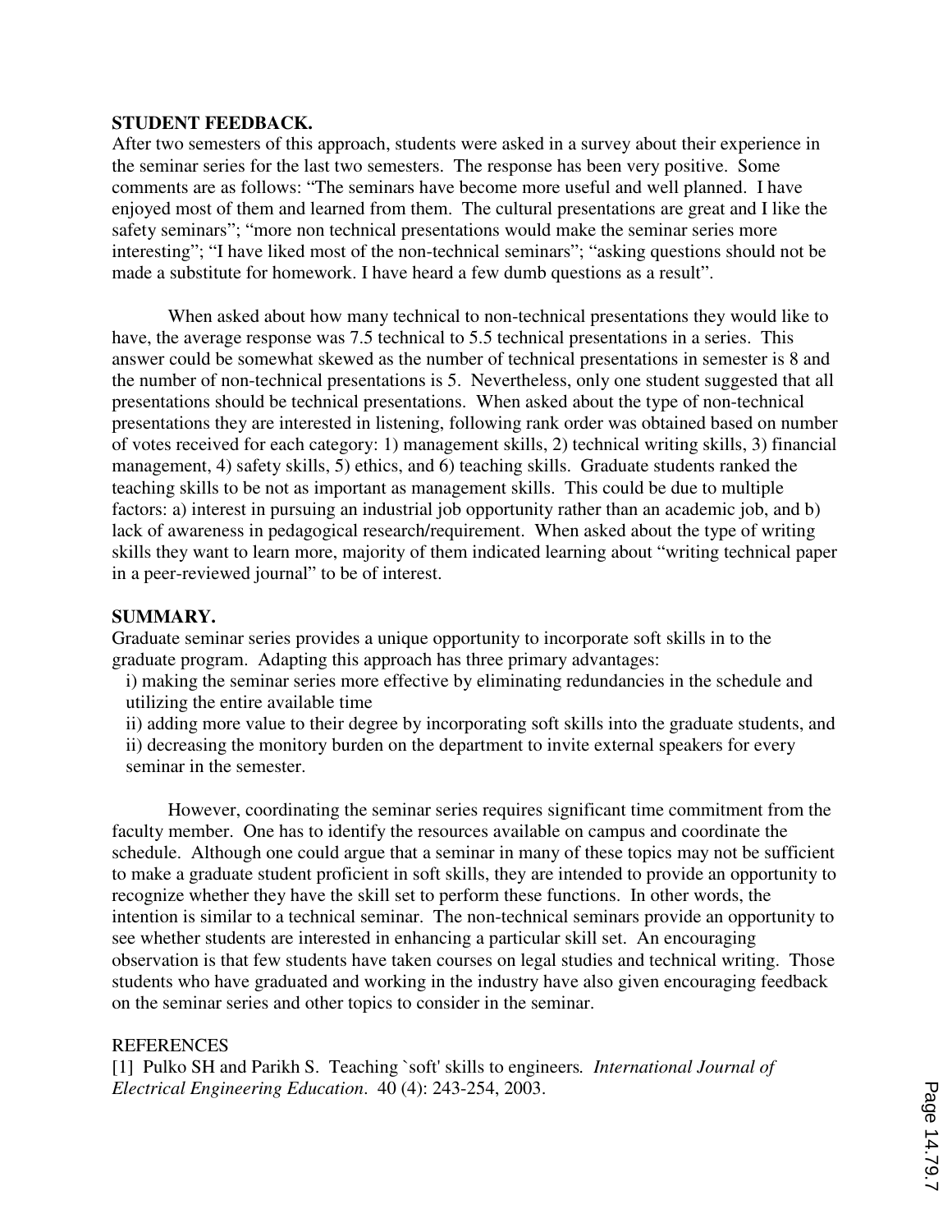**STUDENT FEEDBACK.**

After two semesters of this approach, students were asked in a survey about their experience in the seminar series for the last two semesters. The response has been very positive. Some comments are as follows: "The seminars have become more useful and well planned. I have enjoyed most of them and learned from them. The cultural presentations are great and I like the safety seminars"; "more non technical presentations would make the seminar series more interesting"; "I have liked most of the non-technical seminars"; "asking questions should not be made a substitute for homework. I have heard a few dumb questions as a result".

When asked about how many technical to non-technical presentations they would like to have, the average response was 7.5 technical to 5.5 technical presentations in a series. This answer could be somewhat skewed as the number of technical presentations in semester is 8 and the number of non-technical presentations is 5. Nevertheless, only one student suggested that all presentations should be technical presentations. When asked about the type of non-technical presentations they are interested in listening, following rank order was obtained based on number of votes received for each category: 1) management skills, 2) technical writing skills, 3) financial management, 4) safety skills, 5) ethics, and 6) teaching skills. Graduate students ranked the teaching skills to be not as important as management skills. This could be due to multiple factors: a) interest in pursuing an industrial job opportunity rather than an academic job, and b) lack of awareness in pedagogical research/requirement. When asked about the type of writing skills they want to learn more, majority of them indicated learning about "writing technical paper in a peer-reviewed journal" to be of interest.

**SUMMARY.**

Graduate seminar series provides a unique opportunity to incorporate soft skills in to the graduate program. Adapting this approach has three primary advantages:

i) making the seminar series more effective by eliminating redundancies in the schedule and utilizing the entire available time
ii) adding more value to their degree by incorporating soft skills into the graduate students, and
ii) decreasing the monitory burden on the department to invite external speakers for every seminar in the semester.

However, coordinating the seminar series requires significant time commitment from the faculty member. One has to identify the resources available on campus and coordinate the schedule. Although one could argue that a seminar in many of these topics may not be sufficient to make a graduate student proficient in soft skills, they are intended to provide an opportunity to recognize whether they have the skill set to perform these functions. In other words, the intention is similar to a technical seminar. The non-technical seminars provide an opportunity to see whether students are interested in enhancing a particular skill set. An encouraging observation is that few students have taken courses on legal studies and technical writing. Those students who have graduated and working in the industry have also given encouraging feedback on the seminar series and other topics to consider in the seminar.

REFERENCES

[1] Pulko SH and Parikh S. Teaching `soft' skills to engineers. *International Journal of Electrical Engineering Education*. 40 (4): 243-254, 2003.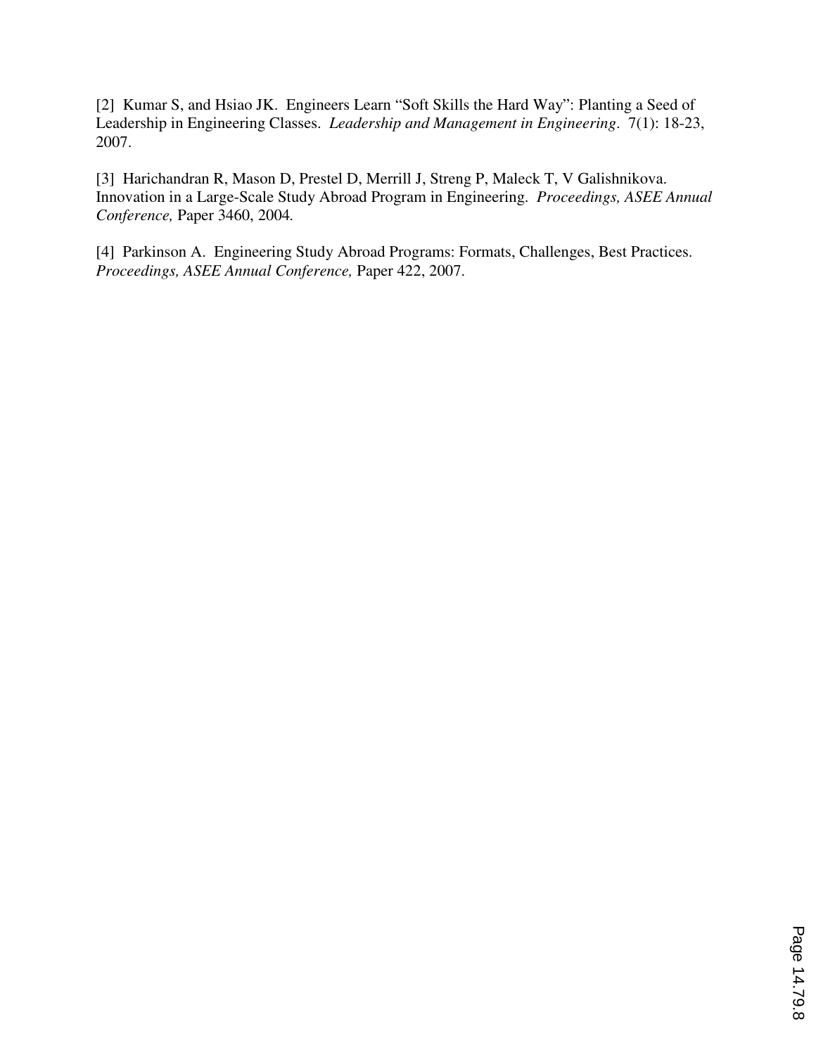[2] Kumar S, and Hsiao JK. Engineers Learn "Soft Skills the Hard Way": Planting a Seed of Leadership in Engineering Classes. *Leadership and Management in Engineering*. 7(1): 18-23, 2007.

[3] Harichandran R, Mason D, Prestel D, Merrill J, Streng P, Maleck T, V Galishnikova. Innovation in a Large-Scale Study Abroad Program in Engineering. *Proceedings, ASEE Annual Conference,* Paper 3460, 2004.

[4] Parkinson A. Engineering Study Abroad Programs: Formats, Challenges, Best Practices. *Proceedings, ASEE Annual Conference,* Paper 422, 2007.